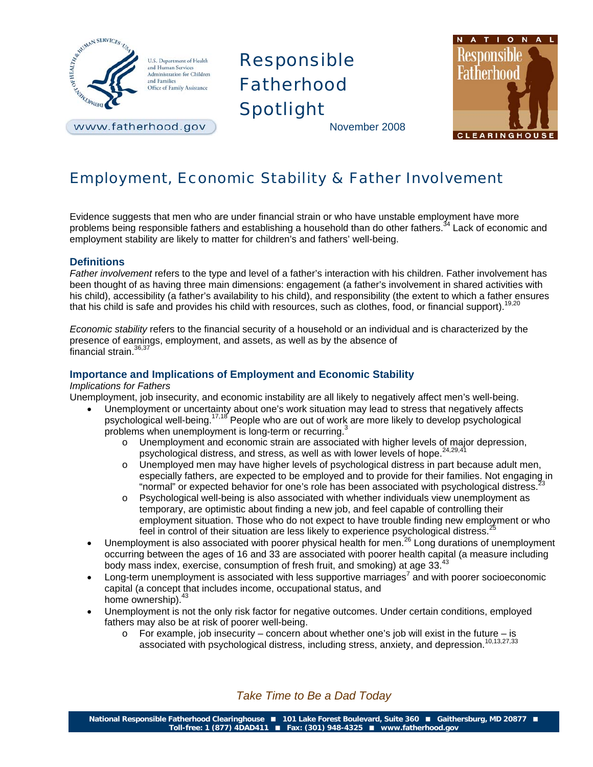U.S. Department of Health and Human Services
Administration for Children and Families
Office of Family Assistance

www.fatherhood.gov

# Responsible Fatherhood Spotlight

November 2008

NATIONAL Responsible Fatherhood CLEARINGHOUSE

## Employment, Economic Stability & Father Involvement

Evidence suggests that men who are under financial strain or who have unstable employment have more problems being responsible fathers and establishing a household than do other fathers.[34] Lack of economic and employment stability are likely to matter for children's and fathers' well-being.

### Definitions

*Father involvement* refers to the type and level of a father's interaction with his children. Father involvement has been thought of as having three main dimensions: engagement (a father's involvement in shared activities with his child), accessibility (a father's availability to his child), and responsibility (the extent to which a father ensures that his child is safe and provides his child with resources, such as clothes, food, or financial support).[19,20]

*Economic stability* refers to the financial security of a household or an individual and is characterized by the presence of earnings, employment, and assets, as well as by the absence of financial strain.[36,37]

### Importance and Implications of Employment and Economic Stability

*Implications for Fathers*

Unemployment, job insecurity, and economic instability are all likely to negatively affect men's well-being.

- Unemployment or uncertainty about one's work situation may lead to stress that negatively affects psychological well-being.[17,18] People who are out of work are more likely to develop psychological problems when unemployment is long-term or recurring.[3]
  - Unemployment and economic strain are associated with higher levels of major depression, psychological distress, and stress, as well as with lower levels of hope.[24,29,41]
  - Unemployed men may have higher levels of psychological distress in part because adult men, especially fathers, are expected to be employed and to provide for their families. Not engaging in "normal" or expected behavior for one's role has been associated with psychological distress.[23]
  - Psychological well-being is also associated with whether individuals view unemployment as temporary, are optimistic about finding a new job, and feel capable of controlling their employment situation. Those who do not expect to have trouble finding new employment or who feel in control of their situation are less likely to experience psychological distress.[25]
- Unemployment is also associated with poorer physical health for men.[26] Long durations of unemployment occurring between the ages of 16 and 33 are associated with poorer health capital (a measure including body mass index, exercise, consumption of fresh fruit, and smoking) at age 33.[43]
- Long-term unemployment is associated with less supportive marriages[7] and with poorer socioeconomic capital (a concept that includes income, occupational status, and home ownership).[43]
- Unemployment is not the only risk factor for negative outcomes. Under certain conditions, employed fathers may also be at risk of poorer well-being.
  - For example, job insecurity – concern about whether one's job will exist in the future – is associated with psychological distress, including stress, anxiety, and depression.[10,13,27,33]

*Take Time to Be a Dad Today*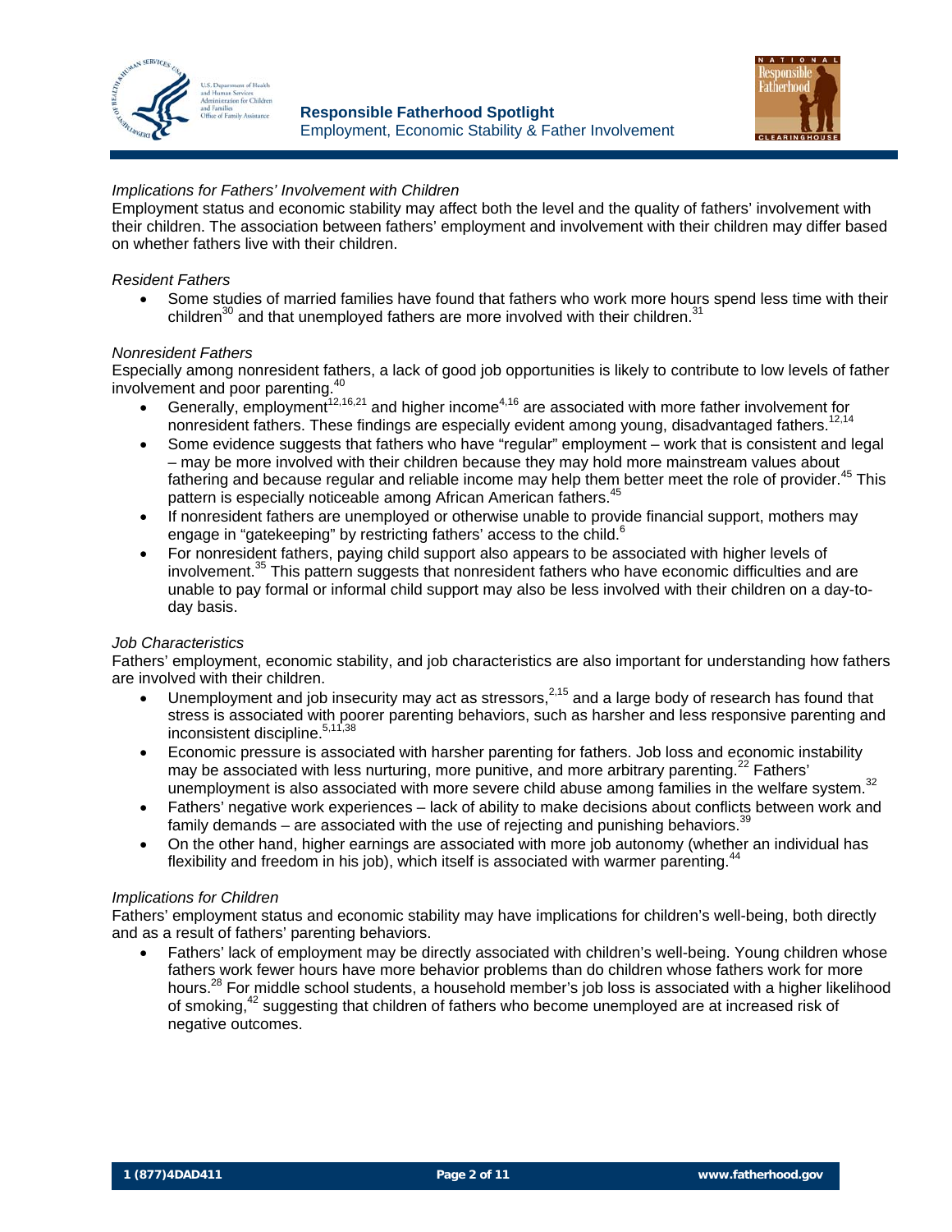*Implications for Fathers' Involvement with Children*

Employment status and economic stability may affect both the level and the quality of fathers' involvement with their children. The association between fathers' employment and involvement with their children may differ based on whether fathers live with their children.

*Resident Fathers*

- Some studies of married families have found that fathers who work more hours spend less time with their children[30] and that unemployed fathers are more involved with their children.[31]

*Nonresident Fathers*

Especially among nonresident fathers, a lack of good job opportunities is likely to contribute to low levels of father involvement and poor parenting.[40]

- Generally, employment[12,16,21] and higher income[4,16] are associated with more father involvement for nonresident fathers. These findings are especially evident among young, disadvantaged fathers.[12,14]
- Some evidence suggests that fathers who have "regular" employment – work that is consistent and legal – may be more involved with their children because they may hold more mainstream values about fathering and because regular and reliable income may help them better meet the role of provider.[45] This pattern is especially noticeable among African American fathers.[45]
- If nonresident fathers are unemployed or otherwise unable to provide financial support, mothers may engage in "gatekeeping" by restricting fathers' access to the child.[6]
- For nonresident fathers, paying child support also appears to be associated with higher levels of involvement.[35] This pattern suggests that nonresident fathers who have economic difficulties and are unable to pay formal or informal child support may also be less involved with their children on a day-to-day basis.

*Job Characteristics*

Fathers' employment, economic stability, and job characteristics are also important for understanding how fathers are involved with their children.

- Unemployment and job insecurity may act as stressors,[2,15] and a large body of research has found that stress is associated with poorer parenting behaviors, such as harsher and less responsive parenting and inconsistent discipline.[5,11,38]
- Economic pressure is associated with harsher parenting for fathers. Job loss and economic instability may be associated with less nurturing, more punitive, and more arbitrary parenting.[22] Fathers' unemployment is also associated with more severe child abuse among families in the welfare system.[32]
- Fathers' negative work experiences – lack of ability to make decisions about conflicts between work and family demands – are associated with the use of rejecting and punishing behaviors.[39]
- On the other hand, higher earnings are associated with more job autonomy (whether an individual has flexibility and freedom in his job), which itself is associated with warmer parenting.[44]

*Implications for Children*

Fathers' employment status and economic stability may have implications for children's well-being, both directly and as a result of fathers' parenting behaviors.

- Fathers' lack of employment may be directly associated with children's well-being. Young children whose fathers work fewer hours have more behavior problems than do children whose fathers work for more hours.[28] For middle school students, a household member's job loss is associated with a higher likelihood of smoking,[42] suggesting that children of fathers who become unemployed are at increased risk of negative outcomes.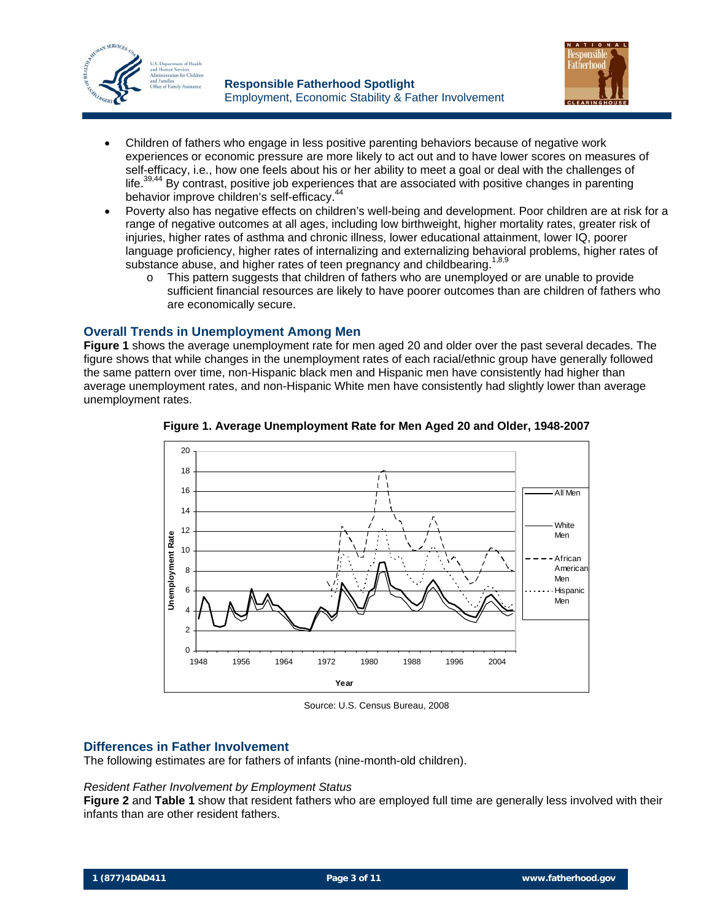- Children of fathers who engage in less positive parenting behaviors because of negative work experiences or economic pressure are more likely to act out and to have lower scores on measures of self-efficacy, i.e., how one feels about his or her ability to meet a goal or deal with the challenges of life.[39,44] By contrast, positive job experiences that are associated with positive changes in parenting behavior improve children's self-efficacy.[44]
- Poverty also has negative effects on children's well-being and development. Poor children are at risk for a range of negative outcomes at all ages, including low birthweight, higher mortality rates, greater risk of injuries, higher rates of asthma and chronic illness, lower educational attainment, lower IQ, poorer language proficiency, higher rates of internalizing and externalizing behavioral problems, higher rates of substance abuse, and higher rates of teen pregnancy and childbearing.[1,8,9]
    - This pattern suggests that children of fathers who are unemployed or are unable to provide sufficient financial resources are likely to have poorer outcomes than are children of fathers who are economically secure.

## Overall Trends in Unemployment Among Men

**Figure 1** shows the average unemployment rate for men aged 20 and older over the past several decades. The figure shows that while changes in the unemployment rates of each racial/ethnic group have generally followed the same pattern over time, non-Hispanic black men and Hispanic men have consistently had higher than average unemployment rates, and non-Hispanic White men have consistently had slightly lower than average unemployment rates.

**Figure 1. Average Unemployment Rate for Men Aged 20 and Older, 1948-2007**

Source: U.S. Census Bureau, 2008

## Differences in Father Involvement

The following estimates are for fathers of infants (nine-month-old children).

*Resident Father Involvement by Employment Status*

**Figure 2** and **Table 1** show that resident fathers who are employed full time are generally less involved with their infants than are other resident fathers.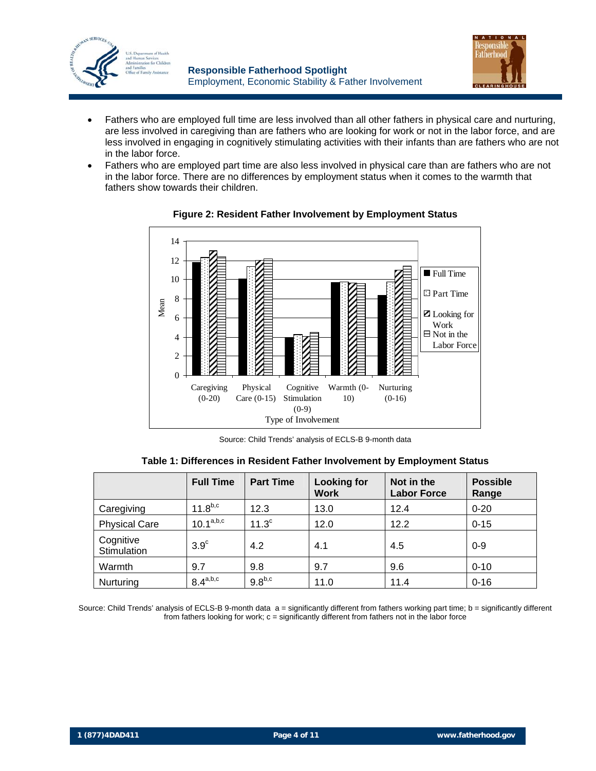- Fathers who are employed full time are less involved than all other fathers in physical care and nurturing, are less involved in caregiving than are fathers who are looking for work or not in the labor force, and are less involved in engaging in cognitively stimulating activities with their infants than are fathers who are not in the labor force.
- Fathers who are employed part time are also less involved in physical care than are fathers who are not in the labor force. There are no differences by employment status when it comes to the warmth that fathers show towards their children.

**Figure 2: Resident Father Involvement by Employment Status**

Source: Child Trends' analysis of ECLS-B 9-month data

**Table 1: Differences in Resident Father Involvement by Employment Status**

| | Full Time | Part Time | Looking for Work | Not in the Labor Force | Possible Range |
|---|---|---|---|---|---|
| Caregiving | 11.8[b,c] | 12.3 | 13.0 | 12.4 | 0-20 |
| Physical Care | 10.1[a,b,c] | 11.3[c] | 12.0 | 12.2 | 0-15 |
| Cognitive Stimulation | 3.9[c] | 4.2 | 4.1 | 4.5 | 0-9 |
| Warmth | 9.7 | 9.8 | 9.7 | 9.6 | 0-10 |
| Nurturing | 8.4[a,b,c] | 9.8[b,c] | 11.0 | 11.4 | 0-16 |

Source: Child Trends' analysis of ECLS-B 9-month data a = significantly different from fathers working part time; b = significantly different from fathers looking for work; c = significantly different from fathers not in the labor force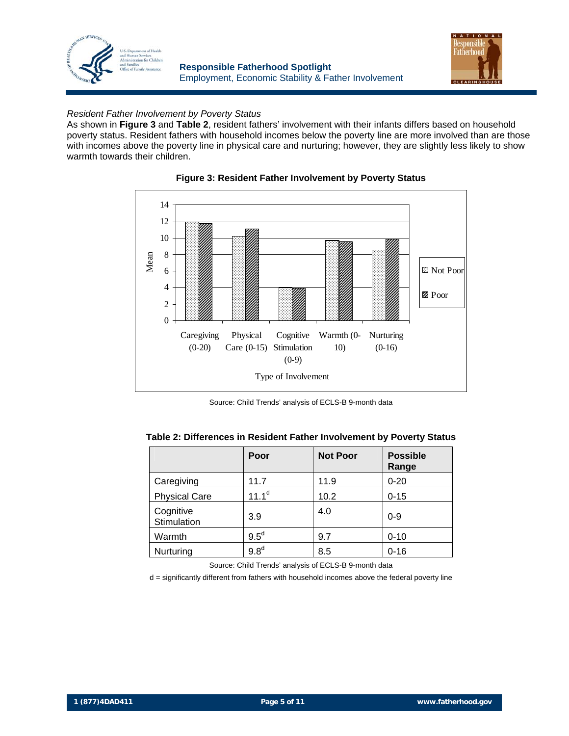*Resident Father Involvement by Poverty Status*

As shown in **Figure 3** and **Table 2**, resident fathers' involvement with their infants differs based on household poverty status. Resident fathers with household incomes below the poverty line are more involved than are those with incomes above the poverty line in physical care and nurturing; however, they are slightly less likely to show warmth towards their children.

**Figure 3: Resident Father Involvement by Poverty Status**

Source: Child Trends' analysis of ECLS-B 9-month data

**Table 2: Differences in Resident Father Involvement by Poverty Status**

| | Poor | Not Poor | Possible Range |
|---|---|---|---|
| Caregiving | 11.7 | 11.9 | 0-20 |
| Physical Care | 11.1[d] | 10.2 | 0-15 |
| Cognitive Stimulation | 3.9 | 4.0 | 0-9 |
| Warmth | 9.5[d] | 9.7 | 0-10 |
| Nurturing | 9.8[d] | 8.5 | 0-16 |

Source: Child Trends' analysis of ECLS-B 9-month data

d = significantly different from fathers with household incomes above the federal poverty line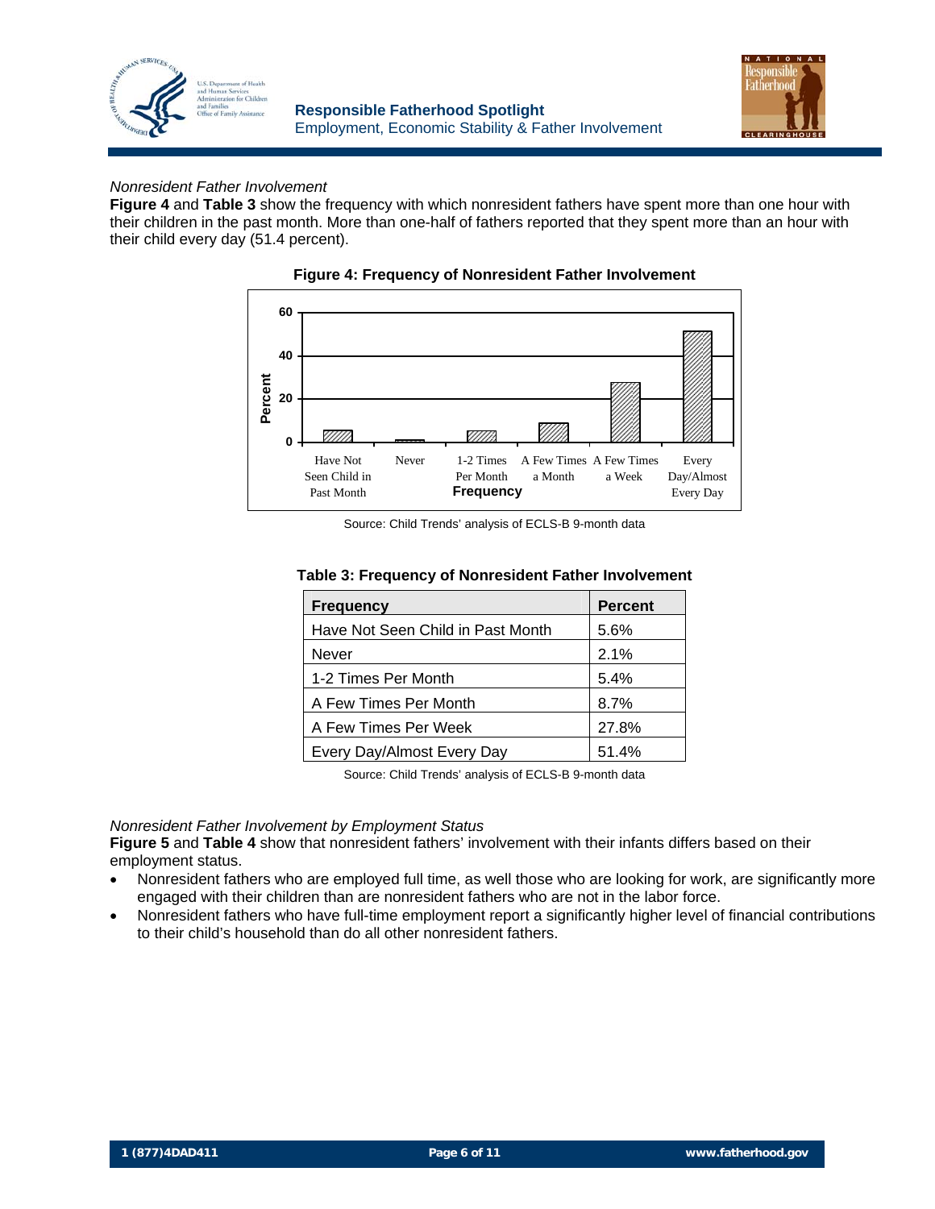*Nonresident Father Involvement*

**Figure 4** and **Table 3** show the frequency with which nonresident fathers have spent more than one hour with their children in the past month. More than one-half of fathers reported that they spent more than an hour with their child every day (51.4 percent).

**Figure 4: Frequency of Nonresident Father Involvement**

Source: Child Trends' analysis of ECLS-B 9-month data

**Table 3: Frequency of Nonresident Father Involvement**

| Frequency | Percent |
|---|---|
| Have Not Seen Child in Past Month | 5.6% |
| Never | 2.1% |
| 1-2 Times Per Month | 5.4% |
| A Few Times Per Month | 8.7% |
| A Few Times Per Week | 27.8% |
| Every Day/Almost Every Day | 51.4% |

Source: Child Trends' analysis of ECLS-B 9-month data

*Nonresident Father Involvement by Employment Status*

**Figure 5** and **Table 4** show that nonresident fathers' involvement with their infants differs based on their employment status.

- Nonresident fathers who are employed full time, as well those who are looking for work, are significantly more engaged with their children than are nonresident fathers who are not in the labor force.
- Nonresident fathers who have full-time employment report a significantly higher level of financial contributions to their child's household than do all other nonresident fathers.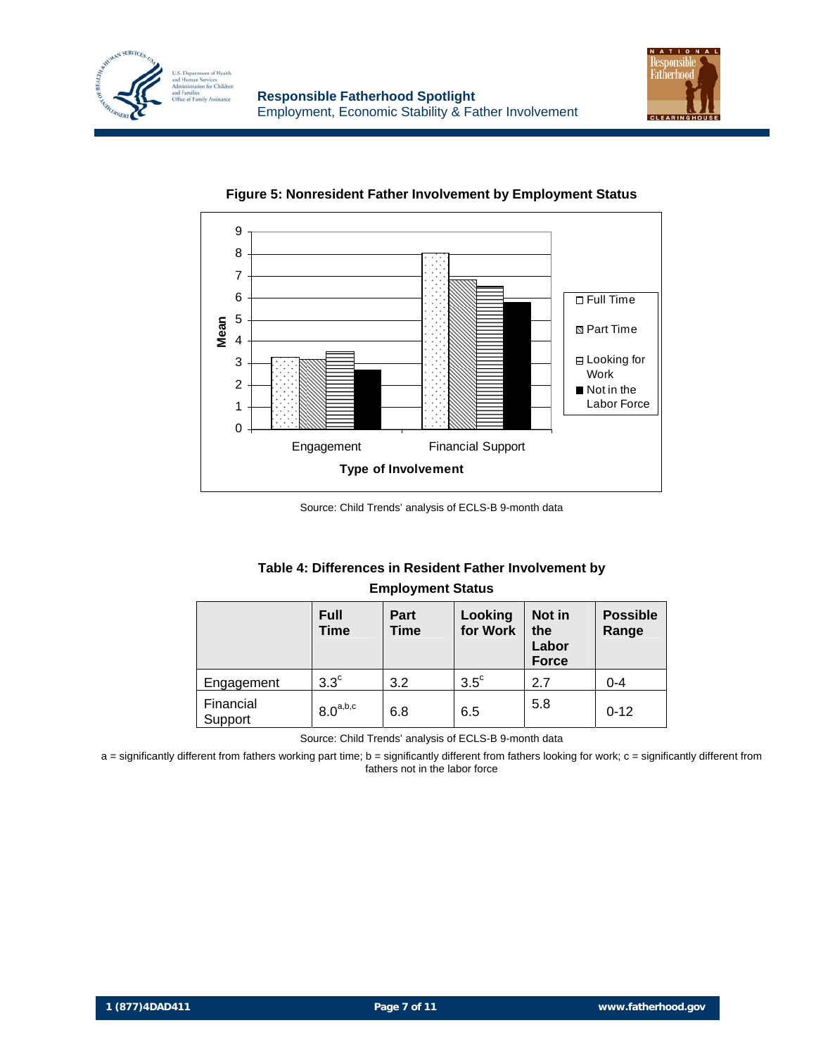**Figure 5: Nonresident Father Involvement by Employment Status**

Source: Child Trends' analysis of ECLS-B 9-month data

**Table 4: Differences in Resident Father Involvement by Employment Status**

| | Full Time | Part Time | Looking for Work | Not in the Labor Force | Possible Range |
|---|---|---|---|---|---|
| Engagement | 3.3[c] | 3.2 | 3.5[c] | 2.7 | 0-4 |
| Financial Support | 8.0[a,b,c] | 6.8 | 6.5 | 5.8 | 0-12 |

Source: Child Trends' analysis of ECLS-B 9-month data

a = significantly different from fathers working part time; b = significantly different from fathers looking for work; c = significantly different from fathers not in the labor force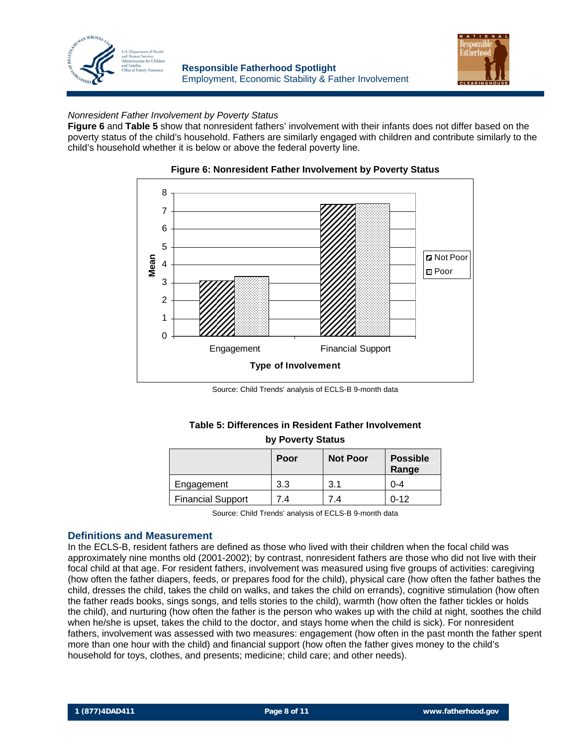*Nonresident Father Involvement by Poverty Status*

**Figure 6** and **Table 5** show that nonresident fathers' involvement with their infants does not differ based on the poverty status of the child's household. Fathers are similarly engaged with children and contribute similarly to the child's household whether it is below or above the federal poverty line.

**Figure 6: Nonresident Father Involvement by Poverty Status**

Source: Child Trends' analysis of ECLS-B 9-month data

**Table 5: Differences in Resident Father Involvement by Poverty Status**

| | Poor | Not Poor | Possible Range |
|---|---|---|---|
| Engagement | 3.3 | 3.1 | 0-4 |
| Financial Support | 7.4 | 7.4 | 0-12 |

Source: Child Trends' analysis of ECLS-B 9-month data

## Definitions and Measurement

In the ECLS-B, resident fathers are defined as those who lived with their children when the focal child was approximately nine months old (2001-2002); by contrast, nonresident fathers are those who did not live with their focal child at that age. For resident fathers, involvement was measured using five groups of activities: caregiving (how often the father diapers, feeds, or prepares food for the child), physical care (how often the father bathes the child, dresses the child, takes the child on walks, and takes the child on errands), cognitive stimulation (how often the father reads books, sings songs, and tells stories to the child), warmth (how often the father tickles or holds the child), and nurturing (how often the father is the person who wakes up with the child at night, soothes the child when he/she is upset, takes the child to the doctor, and stays home when the child is sick). For nonresident fathers, involvement was assessed with two measures: engagement (how often in the past month the father spent more than one hour with the child) and financial support (how often the father gives money to the child's household for toys, clothes, and presents; medicine; child care; and other needs).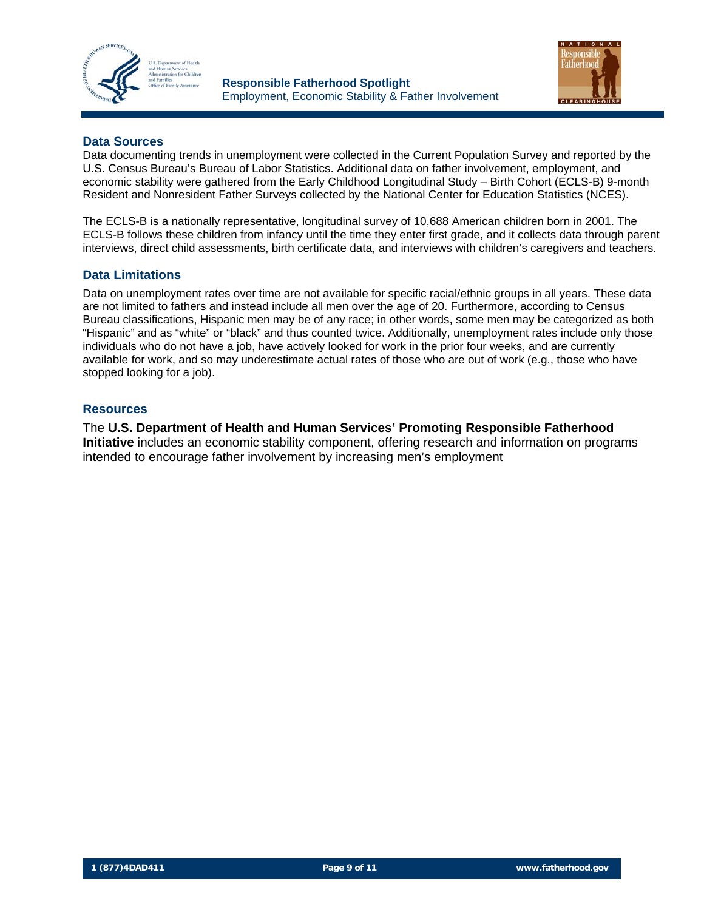## Data Sources

Data documenting trends in unemployment were collected in the Current Population Survey and reported by the U.S. Census Bureau's Bureau of Labor Statistics. Additional data on father involvement, employment, and economic stability were gathered from the Early Childhood Longitudinal Study – Birth Cohort (ECLS-B) 9-month Resident and Nonresident Father Surveys collected by the National Center for Education Statistics (NCES).

The ECLS-B is a nationally representative, longitudinal survey of 10,688 American children born in 2001. The ECLS-B follows these children from infancy until the time they enter first grade, and it collects data through parent interviews, direct child assessments, birth certificate data, and interviews with children's caregivers and teachers.

## Data Limitations

Data on unemployment rates over time are not available for specific racial/ethnic groups in all years. These data are not limited to fathers and instead include all men over the age of 20. Furthermore, according to Census Bureau classifications, Hispanic men may be of any race; in other words, some men may be categorized as both "Hispanic" and as "white" or "black" and thus counted twice. Additionally, unemployment rates include only those individuals who do not have a job, have actively looked for work in the prior four weeks, and are currently available for work, and so may underestimate actual rates of those who are out of work (e.g., those who have stopped looking for a job).

## Resources

The **U.S. Department of Health and Human Services' Promoting Responsible Fatherhood Initiative** includes an economic stability component, offering research and information on programs intended to encourage father involvement by increasing men's employment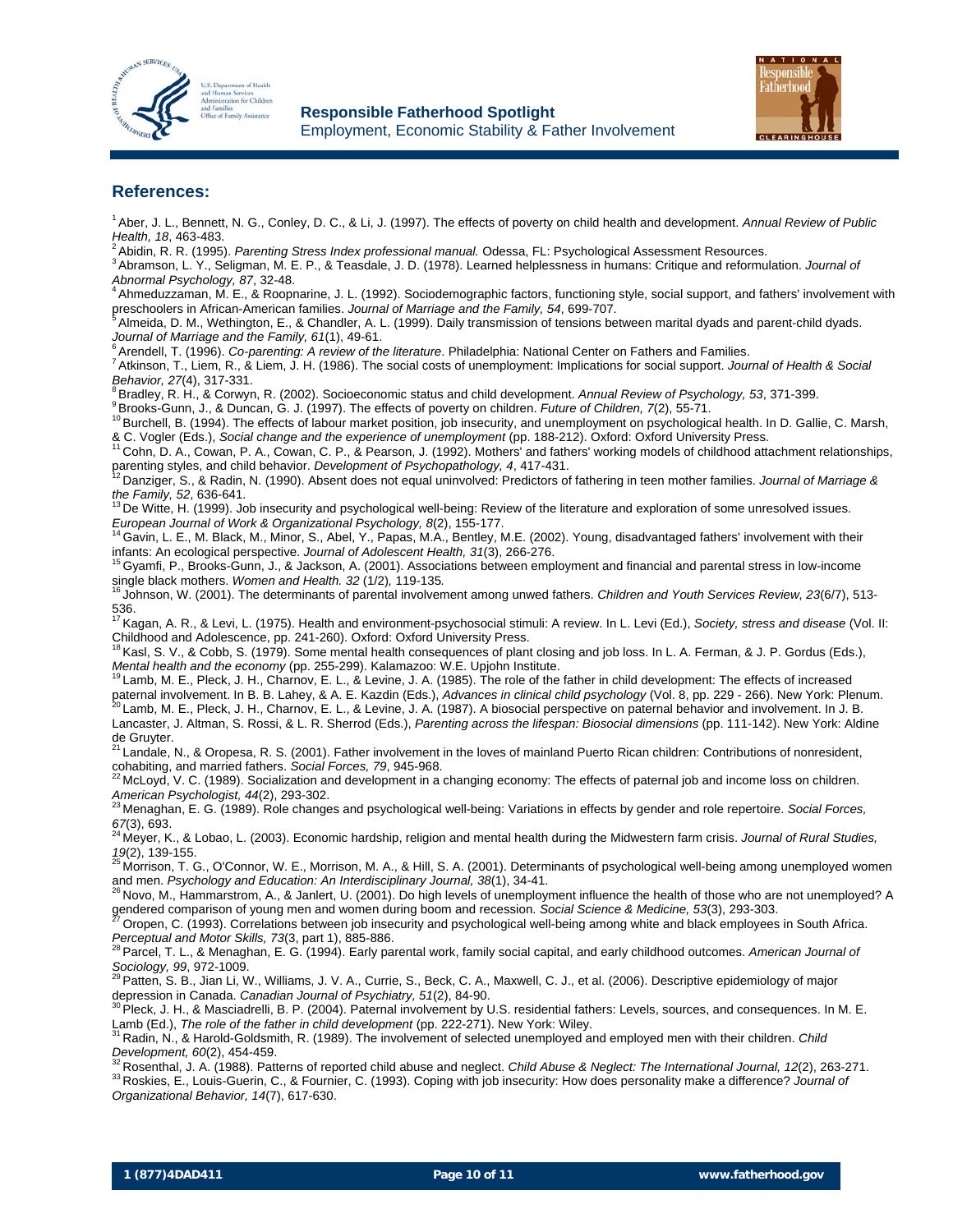## References:

[1] Aber, J. L., Bennett, N. G., Conley, D. C., & Li, J. (1997). The effects of poverty on child health and development. *Annual Review of Public Health, 18*, 463-483.

[2] Abidin, R. R. (1995). *Parenting Stress Index professional manual.* Odessa, FL: Psychological Assessment Resources.

[3] Abramson, L. Y., Seligman, M. E. P., & Teasdale, J. D. (1978). Learned helplessness in humans: Critique and reformulation. *Journal of Abnormal Psychology, 87*, 32-48.

[4] Ahmeduzzaman, M. E., & Roopnarine, J. L. (1992). Sociodemographic factors, functioning style, social support, and fathers' involvement with preschoolers in African-American families. *Journal of Marriage and the Family, 54*, 699-707.

[5] Almeida, D. M., Wethington, E., & Chandler, A. L. (1999). Daily transmission of tensions between marital dyads and parent-child dyads. *Journal of Marriage and the Family, 61*(1), 49-61.

[6] Arendell, T. (1996). *Co-parenting: A review of the literature*. Philadelphia: National Center on Fathers and Families.

[7] Atkinson, T., Liem, R., & Liem, J. H. (1986). The social costs of unemployment: Implications for social support. *Journal of Health & Social Behavior, 27*(4), 317-331.

[8] Bradley, R. H., & Corwyn, R. (2002). Socioeconomic status and child development. *Annual Review of Psychology, 53*, 371-399.

[9] Brooks-Gunn, J., & Duncan, G. J. (1997). The effects of poverty on children. *Future of Children, 7*(2), 55-71.

[10] Burchell, B. (1994). The effects of labour market position, job insecurity, and unemployment on psychological health. In D. Gallie, C. Marsh, & C. Vogler (Eds.), *Social change and the experience of unemployment* (pp. 188-212). Oxford: Oxford University Press.

[11] Cohn, D. A., Cowan, P. A., Cowan, C. P., & Pearson, J. (1992). Mothers' and fathers' working models of childhood attachment relationships, parenting styles, and child behavior. *Development of Psychopathology, 4*, 417-431.

[12] Danziger, S., & Radin, N. (1990). Absent does not equal uninvolved: Predictors of fathering in teen mother families. *Journal of Marriage & the Family, 52*, 636-641.

[13] De Witte, H. (1999). Job insecurity and psychological well-being: Review of the literature and exploration of some unresolved issues. *European Journal of Work & Organizational Psychology, 8*(2), 155-177.

[14] Gavin, L. E., M. Black, M., Minor, S., Abel, Y., Papas, M.A., Bentley, M.E. (2002). Young, disadvantaged fathers' involvement with their infants: An ecological perspective. *Journal of Adolescent Health, 31*(3), 266-276.

[15] Gyamfi, P., Brooks-Gunn, J., & Jackson, A. (2001). Associations between employment and financial and parental stress in low-income single black mothers. *Women and Health. 32* (1/2), 119-135.

[16] Johnson, W. (2001). The determinants of parental involvement among unwed fathers. *Children and Youth Services Review, 23*(6/7), 513-536.

[17] Kagan, A. R., & Levi, L. (1975). Health and environment-psychosocial stimuli: A review. In L. Levi (Ed.), *Society, stress and disease* (Vol. II: Childhood and Adolescence, pp. 241-260). Oxford: Oxford University Press.

[18] Kasl, S. V., & Cobb, S. (1979). Some mental health consequences of plant closing and job loss. In L. A. Ferman, & J. P. Gordus (Eds.), *Mental health and the economy* (pp. 255-299). Kalamazoo: W.E. Upjohn Institute.

[19] Lamb, M. E., Pleck, J. H., Charnov, E. L., & Levine, J. A. (1985). The role of the father in child development: The effects of increased paternal involvement. In B. B. Lahey, & A. E. Kazdin (Eds.), *Advances in clinical child psychology* (Vol. 8, pp. 229 - 266). New York: Plenum.

[20] Lamb, M. E., Pleck, J. H., Charnov, E. L., & Levine, J. A. (1987). A biosocial perspective on paternal behavior and involvement. In J. B. Lancaster, J. Altman, S. Rossi, & L. R. Sherrod (Eds.), *Parenting across the lifespan: Biosocial dimensions* (pp. 111-142). New York: Aldine de Gruyter.

[21] Landale, N., & Oropesa, R. S. (2001). Father involvement in the loves of mainland Puerto Rican children: Contributions of nonresident, cohabiting, and married fathers. *Social Forces, 79*, 945-968.

[22] McLoyd, V. C. (1989). Socialization and development in a changing economy: The effects of paternal job and income loss on children. *American Psychologist, 44*(2), 293-302.

[23] Menaghan, E. G. (1989). Role changes and psychological well-being: Variations in effects by gender and role repertoire. *Social Forces, 67*(3), 693.

[24] Meyer, K., & Lobao, L. (2003). Economic hardship, religion and mental health during the Midwestern farm crisis. *Journal of Rural Studies, 19*(2), 139-155.

[25] Morrison, T. G., O'Connor, W. E., Morrison, M. A., & Hill, S. A. (2001). Determinants of psychological well-being among unemployed women and men. *Psychology and Education: An Interdisciplinary Journal, 38*(1), 34-41.

[26] Novo, M., Hammarstrom, A., & Janlert, U. (2001). Do high levels of unemployment influence the health of those who are not unemployed? A gendered comparison of young men and women during boom and recession. *Social Science & Medicine, 53*(3), 293-303.

[27] Oropen, C. (1993). Correlations between job insecurity and psychological well-being among white and black employees in South Africa. *Perceptual and Motor Skills, 73*(3, part 1), 885-886.

[28] Parcel, T. L., & Menaghan, E. G. (1994). Early parental work, family social capital, and early childhood outcomes. *American Journal of Sociology, 99*, 972-1009.

[29] Patten, S. B., Jian Li, W., Williams, J. V. A., Currie, S., Beck, C. A., Maxwell, C. J., et al. (2006). Descriptive epidemiology of major depression in Canada. *Canadian Journal of Psychiatry, 51*(2), 84-90.

[30] Pleck, J. H., & Masciadrelli, B. P. (2004). Paternal involvement by U.S. residential fathers: Levels, sources, and consequences. In M. E. Lamb (Ed.), *The role of the father in child development* (pp. 222-271). New York: Wiley.

[31] Radin, N., & Harold-Goldsmith, R. (1989). The involvement of selected unemployed and employed men with their children. *Child Development, 60*(2), 454-459.

[32] Rosenthal, J. A. (1988). Patterns of reported child abuse and neglect. *Child Abuse & Neglect: The International Journal, 12*(2), 263-271.

[33] Roskies, E., Louis-Guerin, C., & Fournier, C. (1993). Coping with job insecurity: How does personality make a difference? *Journal of Organizational Behavior, 14*(7), 617-630.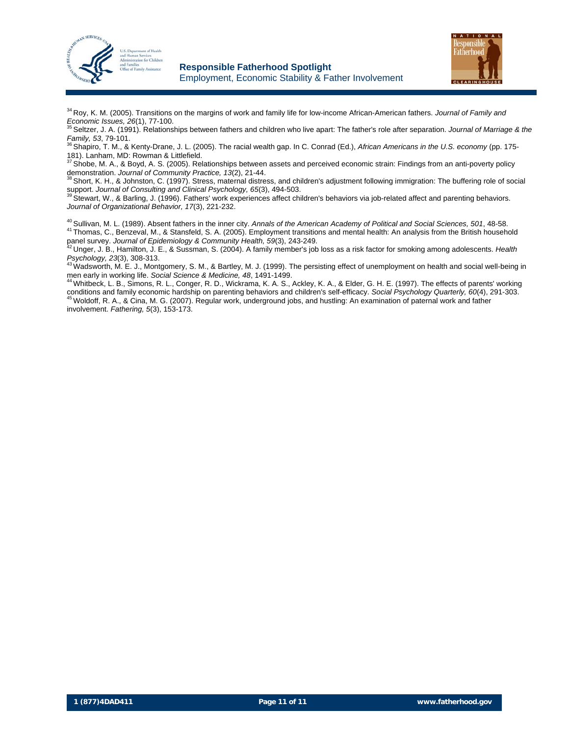[34] Roy, K. M. (2005). Transitions on the margins of work and family life for low-income African-American fathers. *Journal of Family and Economic Issues, 26*(1), 77-100.

[35] Seltzer, J. A. (1991). Relationships between fathers and children who live apart: The father's role after separation. *Journal of Marriage & the Family, 53*, 79-101.

[36] Shapiro, T. M., & Kenty-Drane, J. L. (2005). The racial wealth gap. In C. Conrad (Ed.), *African Americans in the U.S. economy* (pp. 175-181). Lanham, MD: Rowman & Littlefield.

[37] Shobe, M. A., & Boyd, A. S. (2005). Relationships between assets and perceived economic strain: Findings from an anti-poverty policy demonstration. *Journal of Community Practice, 13*(2), 21-44.

[38] Short, K. H., & Johnston, C. (1997). Stress, maternal distress, and children's adjustment following immigration: The buffering role of social support. *Journal of Consulting and Clinical Psychology, 65*(3), 494-503.

[39] Stewart, W., & Barling, J. (1996). Fathers' work experiences affect children's behaviors via job-related affect and parenting behaviors. *Journal of Organizational Behavior, 17*(3), 221-232.

[40] Sullivan, M. L. (1989). Absent fathers in the inner city. *Annals of the American Academy of Political and Social Sciences, 501*, 48-58.

[41] Thomas, C., Benzeval, M., & Stansfeld, S. A. (2005). Employment transitions and mental health: An analysis from the British household panel survey. *Journal of Epidemiology & Community Health, 59*(3), 243-249.

[42] Unger, J. B., Hamilton, J. E., & Sussman, S. (2004). A family member's job loss as a risk factor for smoking among adolescents. *Health Psychology, 23*(3), 308-313.

[43] Wadsworth, M. E. J., Montgomery, S. M., & Bartley, M. J. (1999). The persisting effect of unemployment on health and social well-being in men early in working life. *Social Science & Medicine, 48*, 1491-1499.

[44] Whitbeck, L. B., Simons, R. L., Conger, R. D., Wickrama, K. A. S., Ackley, K. A., & Elder, G. H. E. (1997). The effects of parents' working conditions and family economic hardship on parenting behaviors and children's self-efficacy. *Social Psychology Quarterly, 60*(4), 291-303.

[45] Woldoff, R. A., & Cina, M. G. (2007). Regular work, underground jobs, and hustling: An examination of paternal work and father involvement. *Fathering, 5*(3), 153-173.